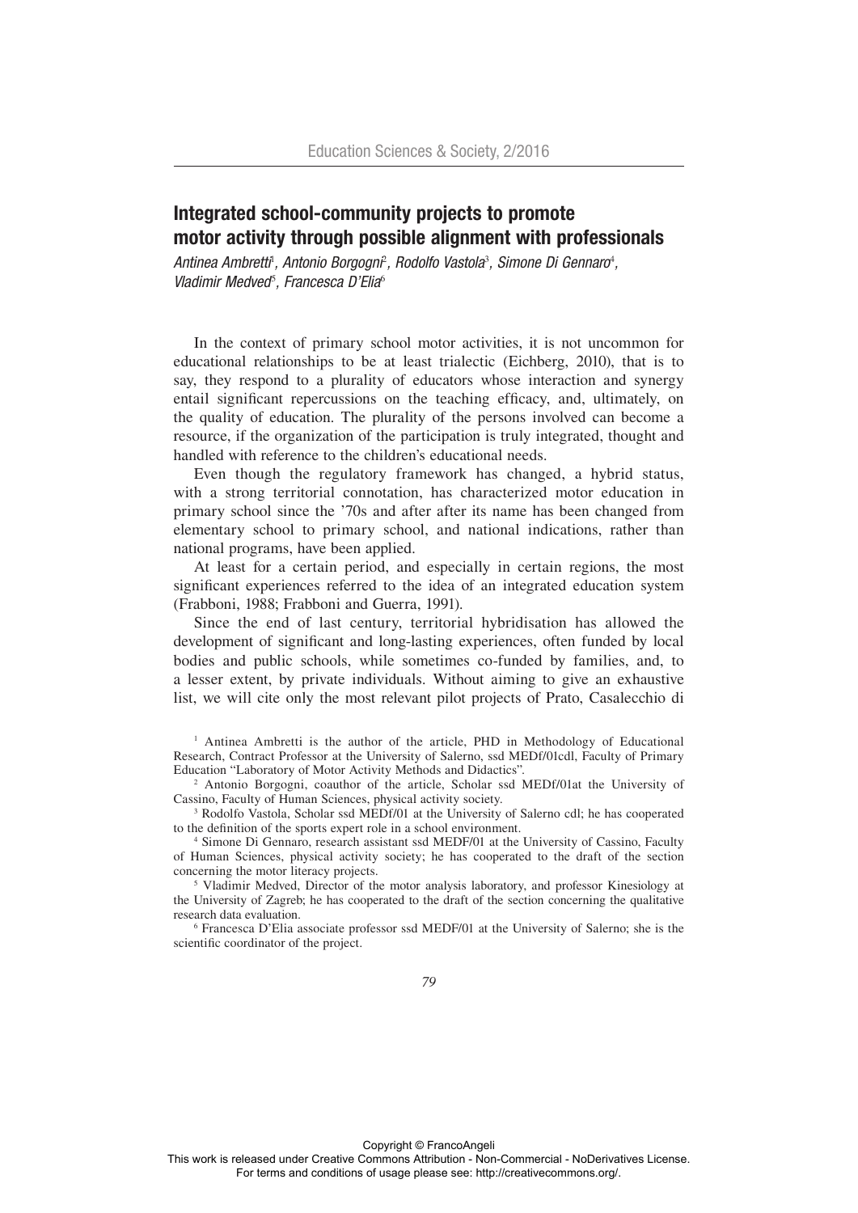# Integrated school-community projects to promote motor activity through possible alignment with professionals

*Antinea Ambretti[1], Antonio Borgogni[2], Rodolfo Vastola[3], Simone Di Gennaro[4], Vladimir Medved[5], Francesca D'Elia[6]*

In the context of primary school motor activities, it is not uncommon for educational relationships to be at least trialectic (Eichberg, 2010), that is to say, they respond to a plurality of educators whose interaction and synergy entail significant repercussions on the teaching efficacy, and, ultimately, on the quality of education. The plurality of the persons involved can become a resource, if the organization of the participation is truly integrated, thought and handled with reference to the children's educational needs.

Even though the regulatory framework has changed, a hybrid status, with a strong territorial connotation, has characterized motor education in primary school since the '70s and after after its name has been changed from elementary school to primary school, and national indications, rather than national programs, have been applied.

At least for a certain period, and especially in certain regions, the most significant experiences referred to the idea of an integrated education system (Frabboni, 1988; Frabboni and Guerra, 1991).

Since the end of last century, territorial hybridisation has allowed the development of significant and long-lasting experiences, often funded by local bodies and public schools, while sometimes co-funded by families, and, to a lesser extent, by private individuals. Without aiming to give an exhaustive list, we will cite only the most relevant pilot projects of Prato, Casalecchio di

[1] Antinea Ambretti is the author of the article, PHD in Methodology of Educational Research, Contract Professor at the University of Salerno, ssd MEDf/01cdl, Faculty of Primary Education "Laboratory of Motor Activity Methods and Didactics".

[2] Antonio Borgogni, coauthor of the article, Scholar ssd MEDf/01at the University of Cassino, Faculty of Human Sciences, physical activity society.

[3] Rodolfo Vastola, Scholar ssd MEDf/01 at the University of Salerno cdl; he has cooperated to the definition of the sports expert role in a school environment.

[4] Simone Di Gennaro, research assistant ssd MEDF/01 at the University of Cassino, Faculty of Human Sciences, physical activity society; he has cooperated to the draft of the section concerning the motor literacy projects.

[5] Vladimir Medved, Director of the motor analysis laboratory, and professor Kinesiology at the University of Zagreb; he has cooperated to the draft of the section concerning the qualitative research data evaluation.

[6] Francesca D'Elia associate professor ssd MEDF/01 at the University of Salerno; she is the scientific coordinator of the project.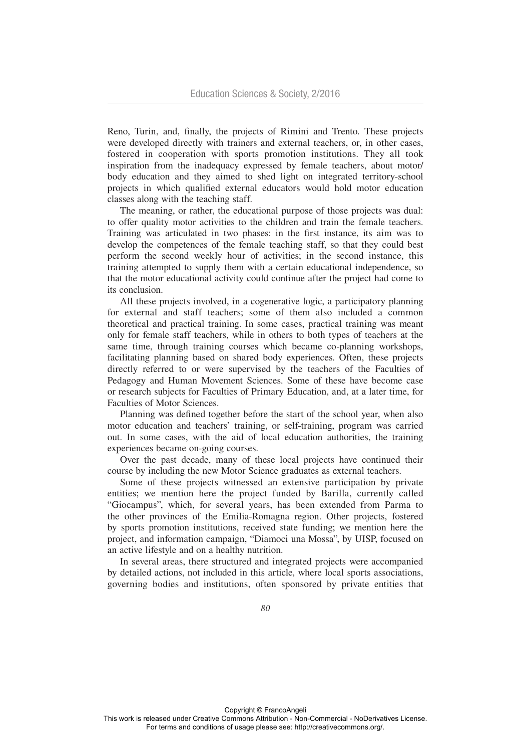Reno, Turin, and, finally, the projects of Rimini and Trento. These projects were developed directly with trainers and external teachers, or, in other cases, fostered in cooperation with sports promotion institutions. They all took inspiration from the inadequacy expressed by female teachers, about motor/body education and they aimed to shed light on integrated territory-school projects in which qualified external educators would hold motor education classes along with the teaching staff.

The meaning, or rather, the educational purpose of those projects was dual: to offer quality motor activities to the children and train the female teachers. Training was articulated in two phases: in the first instance, its aim was to develop the competences of the female teaching staff, so that they could best perform the second weekly hour of activities; in the second instance, this training attempted to supply them with a certain educational independence, so that the motor educational activity could continue after the project had come to its conclusion.

All these projects involved, in a cogenerative logic, a participatory planning for external and staff teachers; some of them also included a common theoretical and practical training. In some cases, practical training was meant only for female staff teachers, while in others to both types of teachers at the same time, through training courses which became co-planning workshops, facilitating planning based on shared body experiences. Often, these projects directly referred to or were supervised by the teachers of the Faculties of Pedagogy and Human Movement Sciences. Some of these have become case or research subjects for Faculties of Primary Education, and, at a later time, for Faculties of Motor Sciences.

Planning was defined together before the start of the school year, when also motor education and teachers' training, or self-training, program was carried out. In some cases, with the aid of local education authorities, the training experiences became on-going courses.

Over the past decade, many of these local projects have continued their course by including the new Motor Science graduates as external teachers.

Some of these projects witnessed an extensive participation by private entities; we mention here the project funded by Barilla, currently called "Giocampus", which, for several years, has been extended from Parma to the other provinces of the Emilia-Romagna region. Other projects, fostered by sports promotion institutions, received state funding; we mention here the project, and information campaign, "Diamoci una Mossa", by UISP, focused on an active lifestyle and on a healthy nutrition.

In several areas, there structured and integrated projects were accompanied by detailed actions, not included in this article, where local sports associations, governing bodies and institutions, often sponsored by private entities that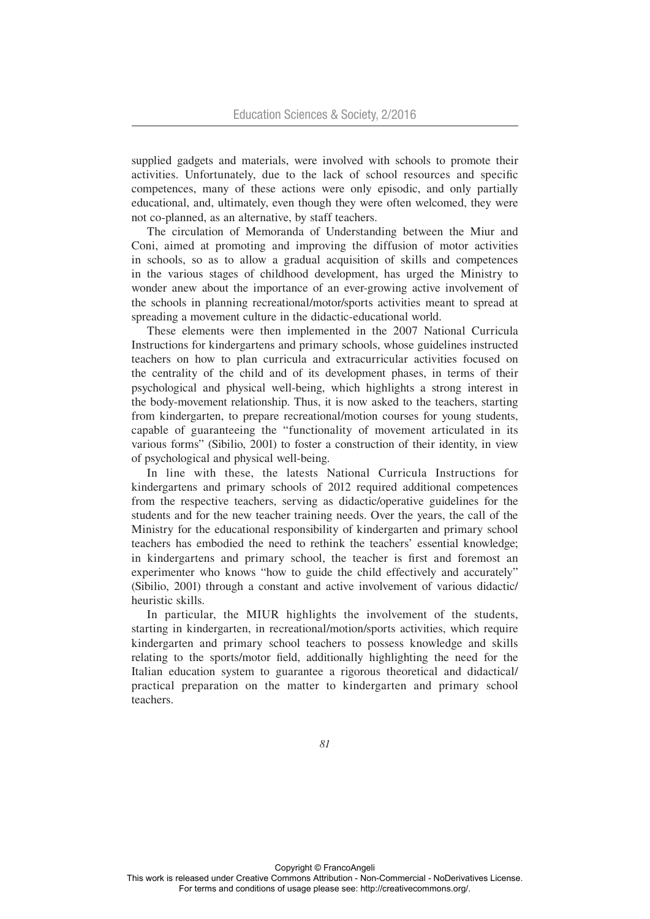supplied gadgets and materials, were involved with schools to promote their activities. Unfortunately, due to the lack of school resources and specific competences, many of these actions were only episodic, and only partially educational, and, ultimately, even though they were often welcomed, they were not co-planned, as an alternative, by staff teachers.

The circulation of Memoranda of Understanding between the Miur and Coni, aimed at promoting and improving the diffusion of motor activities in schools, so as to allow a gradual acquisition of skills and competences in the various stages of childhood development, has urged the Ministry to wonder anew about the importance of an ever-growing active involvement of the schools in planning recreational/motor/sports activities meant to spread at spreading a movement culture in the didactic-educational world.

These elements were then implemented in the 2007 National Curricula Instructions for kindergartens and primary schools, whose guidelines instructed teachers on how to plan curricula and extracurricular activities focused on the centrality of the child and of its development phases, in terms of their psychological and physical well-being, which highlights a strong interest in the body-movement relationship. Thus, it is now asked to the teachers, starting from kindergarten, to prepare recreational/motion courses for young students, capable of guaranteeing the "functionality of movement articulated in its various forms" (Sibilio, 2001) to foster a construction of their identity, in view of psychological and physical well-being.

In line with these, the latests National Curricula Instructions for kindergartens and primary schools of 2012 required additional competences from the respective teachers, serving as didactic/operative guidelines for the students and for the new teacher training needs. Over the years, the call of the Ministry for the educational responsibility of kindergarten and primary school teachers has embodied the need to rethink the teachers' essential knowledge; in kindergartens and primary school, the teacher is first and foremost an experimenter who knows "how to guide the child effectively and accurately" (Sibilio, 2001) through a constant and active involvement of various didactic/heuristic skills.

In particular, the MIUR highlights the involvement of the students, starting in kindergarten, in recreational/motion/sports activities, which require kindergarten and primary school teachers to possess knowledge and skills relating to the sports/motor field, additionally highlighting the need for the Italian education system to guarantee a rigorous theoretical and didactical/practical preparation on the matter to kindergarten and primary school teachers.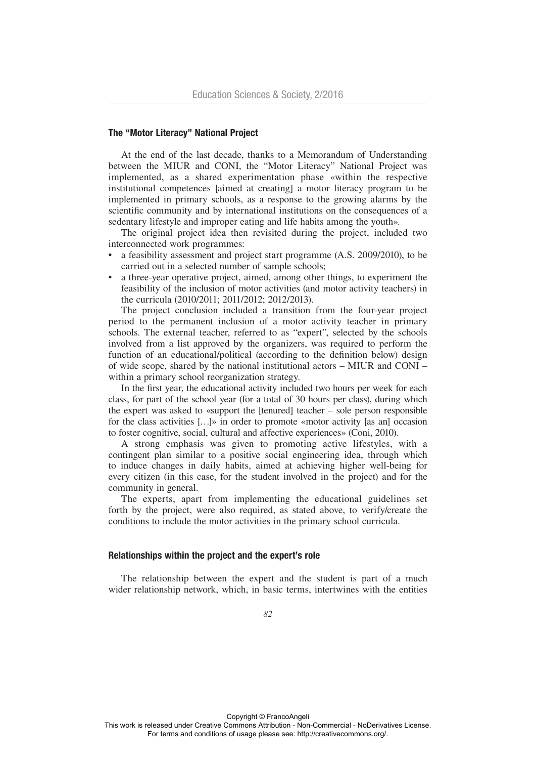### The "Motor Literacy" National Project

At the end of the last decade, thanks to a Memorandum of Understanding between the MIUR and CONI, the "Motor Literacy" National Project was implemented, as a shared experimentation phase «within the respective institutional competences [aimed at creating] a motor literacy program to be implemented in primary schools, as a response to the growing alarms by the scientific community and by international institutions on the consequences of a sedentary lifestyle and improper eating and life habits among the youth».

The original project idea then revisited during the project, included two interconnected work programmes:

- a feasibility assessment and project start programme (A.S. 2009/2010), to be carried out in a selected number of sample schools;
- a three-year operative project, aimed, among other things, to experiment the feasibility of the inclusion of motor activities (and motor activity teachers) in the curricula (2010/2011; 2011/2012; 2012/2013).

The project conclusion included a transition from the four-year project period to the permanent inclusion of a motor activity teacher in primary schools. The external teacher, referred to as "expert", selected by the schools involved from a list approved by the organizers, was required to perform the function of an educational/political (according to the definition below) design of wide scope, shared by the national institutional actors – MIUR and CONI – within a primary school reorganization strategy.

In the first year, the educational activity included two hours per week for each class, for part of the school year (for a total of 30 hours per class), during which the expert was asked to «support the [tenured] teacher – sole person responsible for the class activities […]» in order to promote «motor activity [as an] occasion to foster cognitive, social, cultural and affective experiences» (Coni, 2010).

A strong emphasis was given to promoting active lifestyles, with a contingent plan similar to a positive social engineering idea, through which to induce changes in daily habits, aimed at achieving higher well-being for every citizen (in this case, for the student involved in the project) and for the community in general.

The experts, apart from implementing the educational guidelines set forth by the project, were also required, as stated above, to verify/create the conditions to include the motor activities in the primary school curricula.

### Relationships within the project and the expert's role

The relationship between the expert and the student is part of a much wider relationship network, which, in basic terms, intertwines with the entities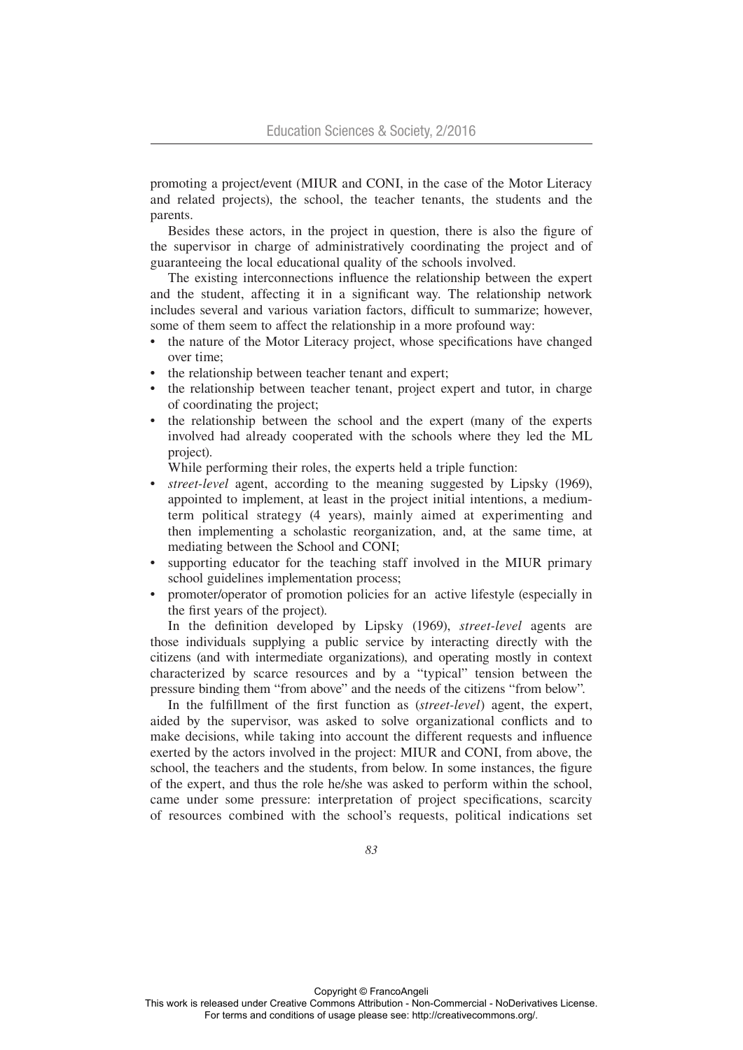promoting a project/event (MIUR and CONI, in the case of the Motor Literacy and related projects), the school, the teacher tenants, the students and the parents.

Besides these actors, in the project in question, there is also the figure of the supervisor in charge of administratively coordinating the project and of guaranteeing the local educational quality of the schools involved.

The existing interconnections influence the relationship between the expert and the student, affecting it in a significant way. The relationship network includes several and various variation factors, difficult to summarize; however, some of them seem to affect the relationship in a more profound way:

- the nature of the Motor Literacy project, whose specifications have changed over time;
- the relationship between teacher tenant and expert;
- the relationship between teacher tenant, project expert and tutor, in charge of coordinating the project;
- the relationship between the school and the expert (many of the experts involved had already cooperated with the schools where they led the ML project).

While performing their roles, the experts held a triple function:

- *street-level* agent, according to the meaning suggested by Lipsky (1969), appointed to implement, at least in the project initial intentions, a medium-term political strategy (4 years), mainly aimed at experimenting and then implementing a scholastic reorganization, and, at the same time, at mediating between the School and CONI;
- supporting educator for the teaching staff involved in the MIUR primary school guidelines implementation process;
- promoter/operator of promotion policies for an active lifestyle (especially in the first years of the project).

In the definition developed by Lipsky (1969), *street-level* agents are those individuals supplying a public service by interacting directly with the citizens (and with intermediate organizations), and operating mostly in context characterized by scarce resources and by a "typical" tension between the pressure binding them "from above" and the needs of the citizens "from below".

In the fulfillment of the first function as (*street-level*) agent, the expert, aided by the supervisor, was asked to solve organizational conflicts and to make decisions, while taking into account the different requests and influence exerted by the actors involved in the project: MIUR and CONI, from above, the school, the teachers and the students, from below. In some instances, the figure of the expert, and thus the role he/she was asked to perform within the school, came under some pressure: interpretation of project specifications, scarcity of resources combined with the school's requests, political indications set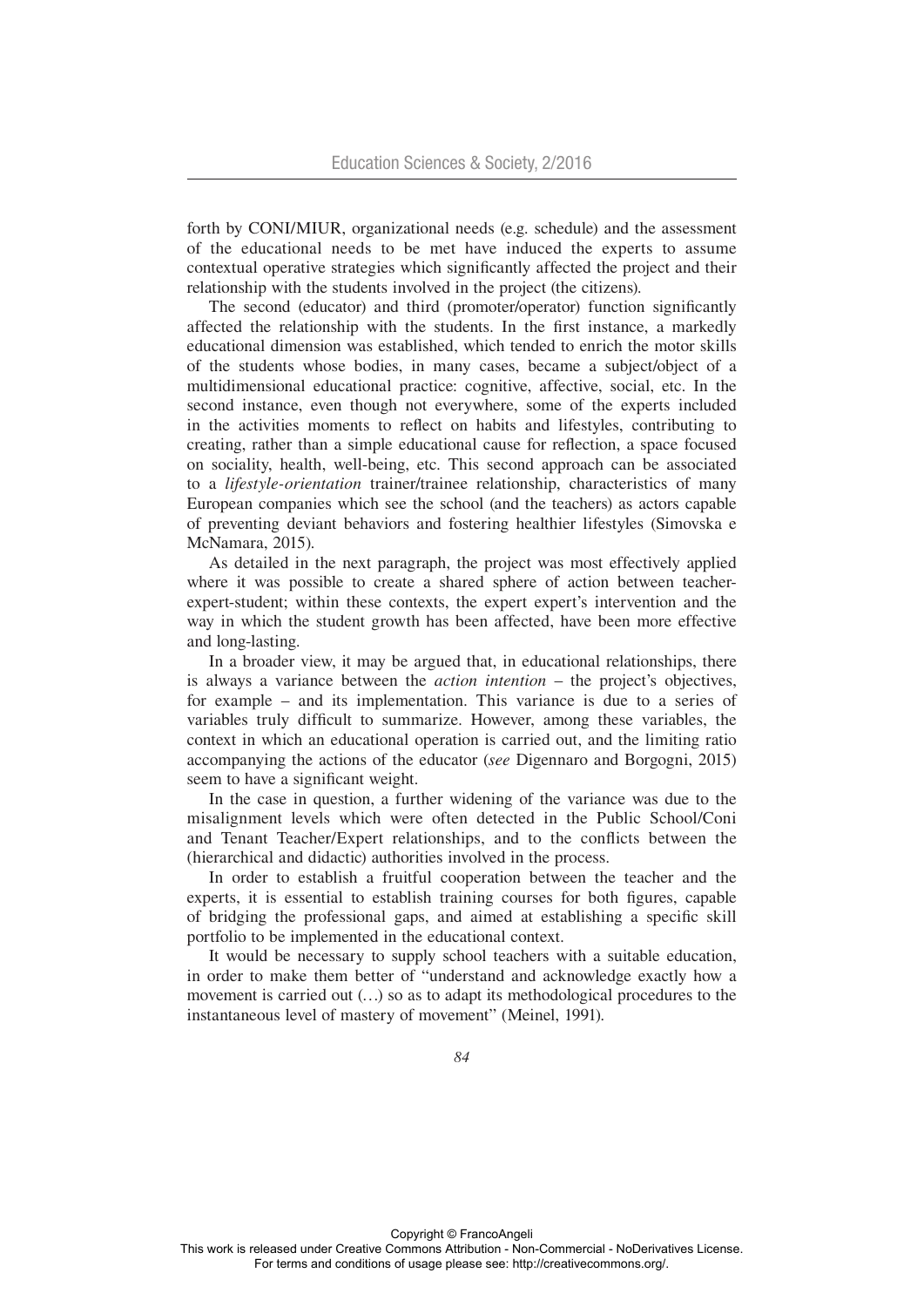forth by CONI/MIUR, organizational needs (e.g. schedule) and the assessment of the educational needs to be met have induced the experts to assume contextual operative strategies which significantly affected the project and their relationship with the students involved in the project (the citizens).

The second (educator) and third (promoter/operator) function significantly affected the relationship with the students. In the first instance, a markedly educational dimension was established, which tended to enrich the motor skills of the students whose bodies, in many cases, became a subject/object of a multidimensional educational practice: cognitive, affective, social, etc. In the second instance, even though not everywhere, some of the experts included in the activities moments to reflect on habits and lifestyles, contributing to creating, rather than a simple educational cause for reflection, a space focused on sociality, health, well-being, etc. This second approach can be associated to a *lifestyle-orientation* trainer/trainee relationship, characteristics of many European companies which see the school (and the teachers) as actors capable of preventing deviant behaviors and fostering healthier lifestyles (Simovska e McNamara, 2015).

As detailed in the next paragraph, the project was most effectively applied where it was possible to create a shared sphere of action between teacher-expert-student; within these contexts, the expert expert's intervention and the way in which the student growth has been affected, have been more effective and long-lasting.

In a broader view, it may be argued that, in educational relationships, there is always a variance between the *action intention* – the project's objectives, for example – and its implementation. This variance is due to a series of variables truly difficult to summarize. However, among these variables, the context in which an educational operation is carried out, and the limiting ratio accompanying the actions of the educator (*see* Digennaro and Borgogni, 2015) seem to have a significant weight.

In the case in question, a further widening of the variance was due to the misalignment levels which were often detected in the Public School/Coni and Tenant Teacher/Expert relationships, and to the conflicts between the (hierarchical and didactic) authorities involved in the process.

In order to establish a fruitful cooperation between the teacher and the experts, it is essential to establish training courses for both figures, capable of bridging the professional gaps, and aimed at establishing a specific skill portfolio to be implemented in the educational context.

It would be necessary to supply school teachers with a suitable education, in order to make them better of "understand and acknowledge exactly how a movement is carried out (…) so as to adapt its methodological procedures to the instantaneous level of mastery of movement" (Meinel, 1991).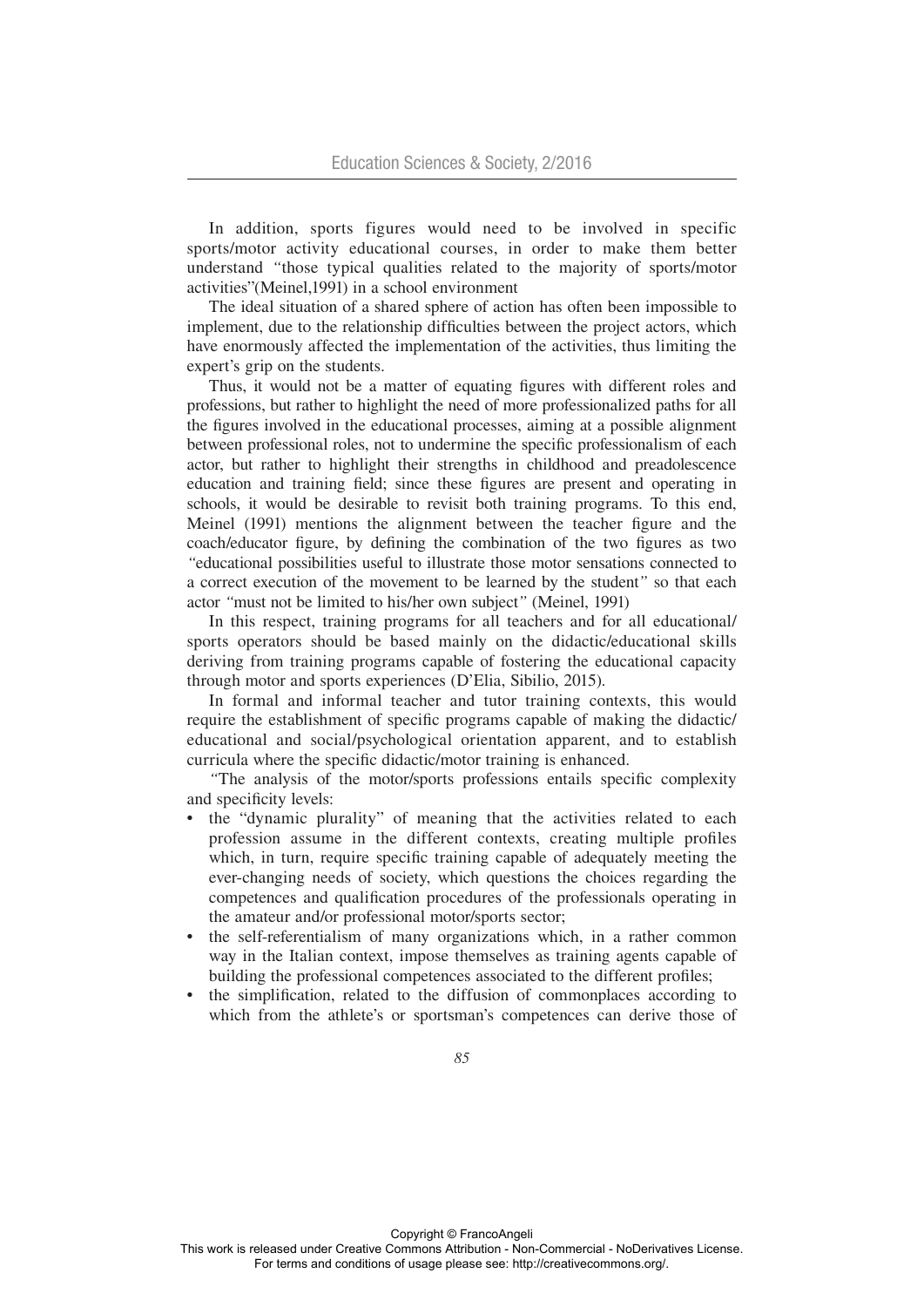In addition, sports figures would need to be involved in specific sports/motor activity educational courses, in order to make them better understand *"*those typical qualities related to the majority of sports/motor activities"(Meinel,1991) in a school environment

The ideal situation of a shared sphere of action has often been impossible to implement, due to the relationship difficulties between the project actors, which have enormously affected the implementation of the activities, thus limiting the expert's grip on the students.

Thus, it would not be a matter of equating figures with different roles and professions, but rather to highlight the need of more professionalized paths for all the figures involved in the educational processes, aiming at a possible alignment between professional roles, not to undermine the specific professionalism of each actor, but rather to highlight their strengths in childhood and preadolescence education and training field; since these figures are present and operating in schools, it would be desirable to revisit both training programs. To this end, Meinel (1991) mentions the alignment between the teacher figure and the coach/educator figure, by defining the combination of the two figures as two *"*educational possibilities useful to illustrate those motor sensations connected to a correct execution of the movement to be learned by the student*"* so that each actor *"*must not be limited to his/her own subject*"* (Meinel, 1991)

In this respect, training programs for all teachers and for all educational/ sports operators should be based mainly on the didactic/educational skills deriving from training programs capable of fostering the educational capacity through motor and sports experiences (D'Elia, Sibilio, 2015).

In formal and informal teacher and tutor training contexts, this would require the establishment of specific programs capable of making the didactic/ educational and social/psychological orientation apparent, and to establish curricula where the specific didactic/motor training is enhanced.

*"*The analysis of the motor/sports professions entails specific complexity and specificity levels:

- the "dynamic plurality" of meaning that the activities related to each profession assume in the different contexts, creating multiple profiles which, in turn, require specific training capable of adequately meeting the ever-changing needs of society, which questions the choices regarding the competences and qualification procedures of the professionals operating in the amateur and/or professional motor/sports sector;
- the self-referentialism of many organizations which, in a rather common way in the Italian context, impose themselves as training agents capable of building the professional competences associated to the different profiles;
- the simplification, related to the diffusion of commonplaces according to which from the athlete's or sportsman's competences can derive those of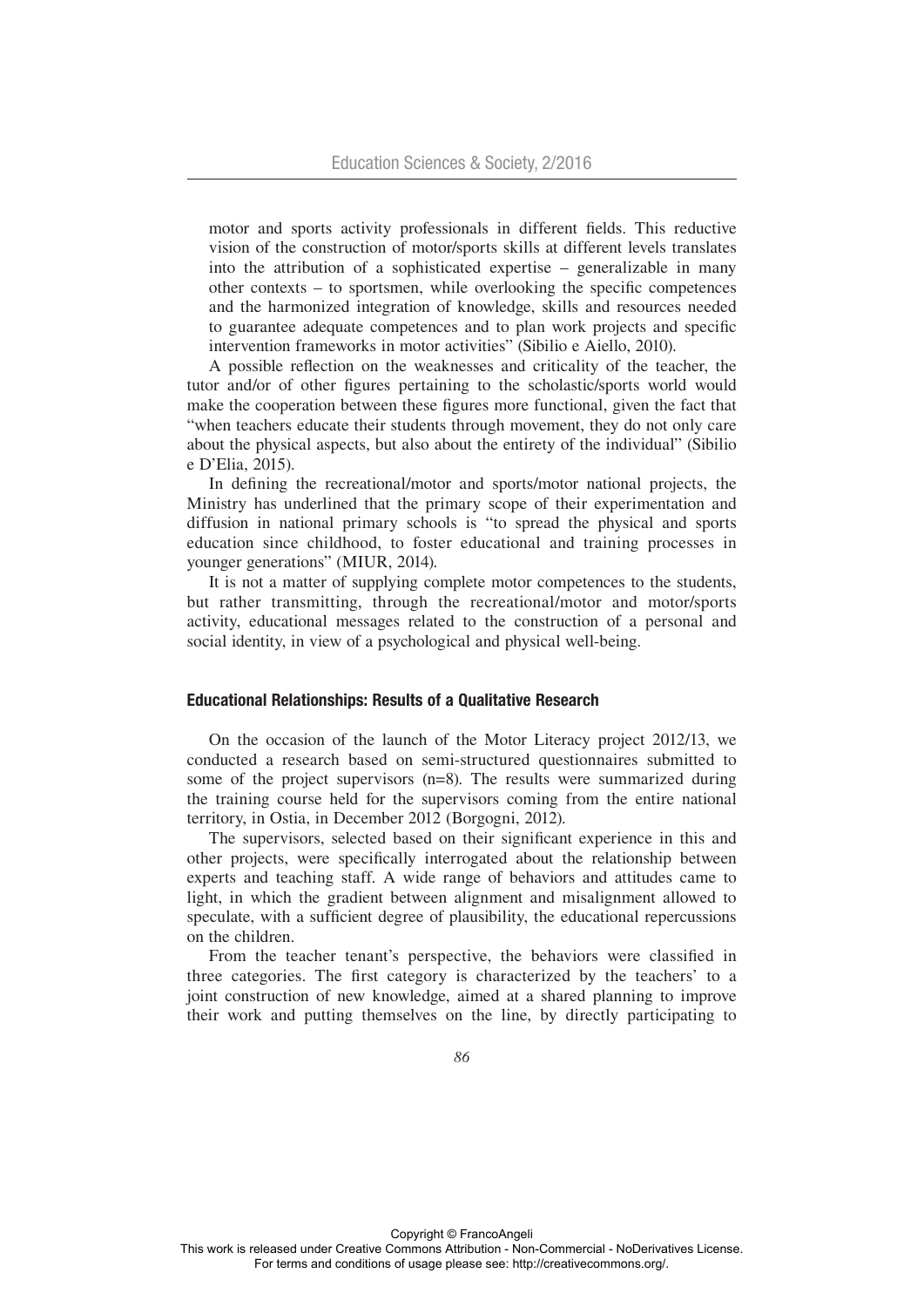motor and sports activity professionals in different fields. This reductive vision of the construction of motor/sports skills at different levels translates into the attribution of a sophisticated expertise – generalizable in many other contexts – to sportsmen, while overlooking the specific competences and the harmonized integration of knowledge, skills and resources needed to guarantee adequate competences and to plan work projects and specific intervention frameworks in motor activities" (Sibilio e Aiello, 2010).

A possible reflection on the weaknesses and criticality of the teacher, the tutor and/or of other figures pertaining to the scholastic/sports world would make the cooperation between these figures more functional, given the fact that "when teachers educate their students through movement, they do not only care about the physical aspects, but also about the entirety of the individual" (Sibilio e D'Elia, 2015).

In defining the recreational/motor and sports/motor national projects, the Ministry has underlined that the primary scope of their experimentation and diffusion in national primary schools is "to spread the physical and sports education since childhood, to foster educational and training processes in younger generations" (MIUR, 2014).

It is not a matter of supplying complete motor competences to the students, but rather transmitting, through the recreational/motor and motor/sports activity, educational messages related to the construction of a personal and social identity, in view of a psychological and physical well-being.

#### Educational Relationships: Results of a Qualitative Research

On the occasion of the launch of the Motor Literacy project 2012/13, we conducted a research based on semi-structured questionnaires submitted to some of the project supervisors (n=8). The results were summarized during the training course held for the supervisors coming from the entire national territory, in Ostia, in December 2012 (Borgogni, 2012).

The supervisors, selected based on their significant experience in this and other projects, were specifically interrogated about the relationship between experts and teaching staff. A wide range of behaviors and attitudes came to light, in which the gradient between alignment and misalignment allowed to speculate, with a sufficient degree of plausibility, the educational repercussions on the children.

From the teacher tenant's perspective, the behaviors were classified in three categories. The first category is characterized by the teachers' to a joint construction of new knowledge, aimed at a shared planning to improve their work and putting themselves on the line, by directly participating to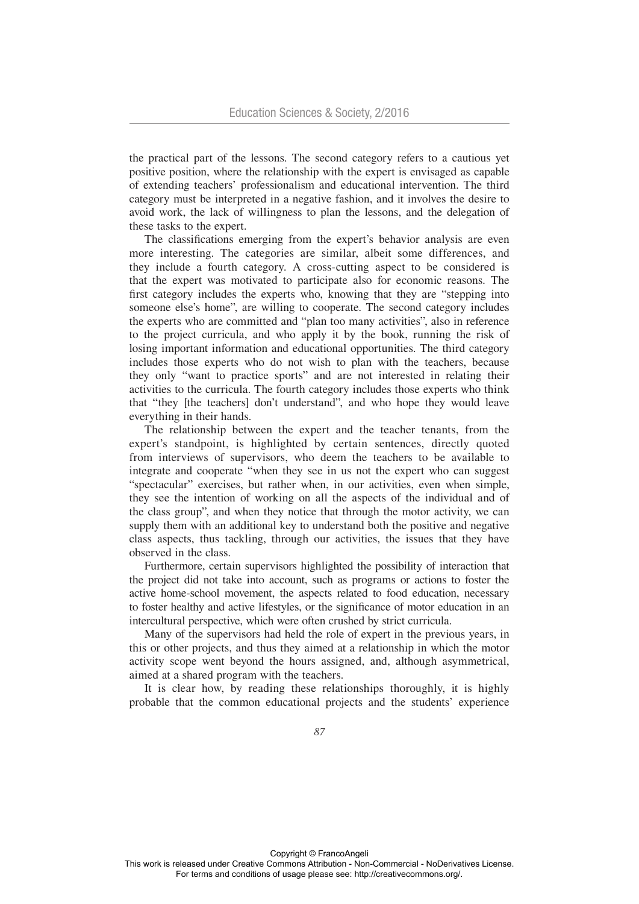the practical part of the lessons. The second category refers to a cautious yet positive position, where the relationship with the expert is envisaged as capable of extending teachers' professionalism and educational intervention. The third category must be interpreted in a negative fashion, and it involves the desire to avoid work, the lack of willingness to plan the lessons, and the delegation of these tasks to the expert.

The classifications emerging from the expert's behavior analysis are even more interesting. The categories are similar, albeit some differences, and they include a fourth category. A cross-cutting aspect to be considered is that the expert was motivated to participate also for economic reasons. The first category includes the experts who, knowing that they are "stepping into someone else's home", are willing to cooperate. The second category includes the experts who are committed and "plan too many activities", also in reference to the project curricula, and who apply it by the book, running the risk of losing important information and educational opportunities. The third category includes those experts who do not wish to plan with the teachers, because they only "want to practice sports" and are not interested in relating their activities to the curricula. The fourth category includes those experts who think that "they [the teachers] don't understand", and who hope they would leave everything in their hands.

The relationship between the expert and the teacher tenants, from the expert's standpoint, is highlighted by certain sentences, directly quoted from interviews of supervisors, who deem the teachers to be available to integrate and cooperate "when they see in us not the expert who can suggest "spectacular" exercises, but rather when, in our activities, even when simple, they see the intention of working on all the aspects of the individual and of the class group", and when they notice that through the motor activity, we can supply them with an additional key to understand both the positive and negative class aspects, thus tackling, through our activities, the issues that they have observed in the class.

Furthermore, certain supervisors highlighted the possibility of interaction that the project did not take into account, such as programs or actions to foster the active home-school movement, the aspects related to food education, necessary to foster healthy and active lifestyles, or the significance of motor education in an intercultural perspective, which were often crushed by strict curricula.

Many of the supervisors had held the role of expert in the previous years, in this or other projects, and thus they aimed at a relationship in which the motor activity scope went beyond the hours assigned, and, although asymmetrical, aimed at a shared program with the teachers.

It is clear how, by reading these relationships thoroughly, it is highly probable that the common educational projects and the students' experience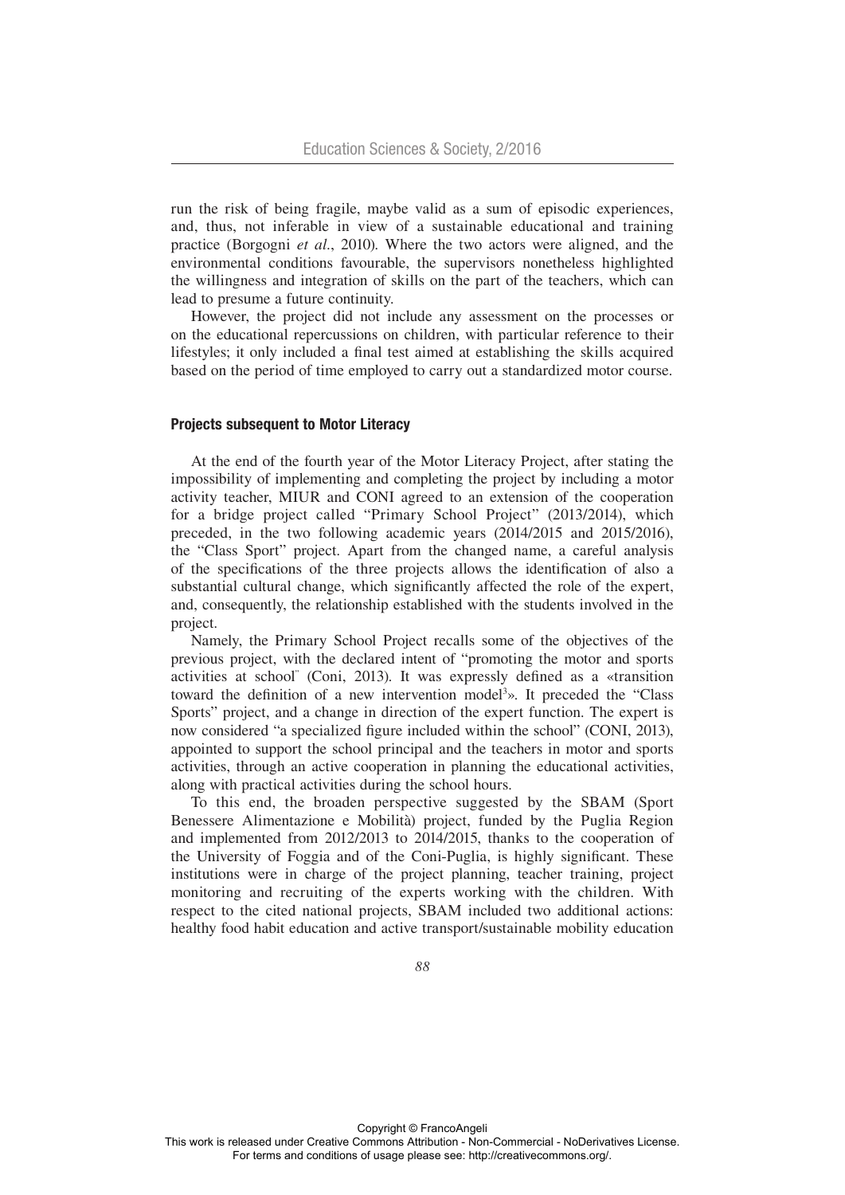run the risk of being fragile, maybe valid as a sum of episodic experiences, and, thus, not inferable in view of a sustainable educational and training practice (Borgogni *et al.*, 2010). Where the two actors were aligned, and the environmental conditions favourable, the supervisors nonetheless highlighted the willingness and integration of skills on the part of the teachers, which can lead to presume a future continuity.

However, the project did not include any assessment on the processes or on the educational repercussions on children, with particular reference to their lifestyles; it only included a final test aimed at establishing the skills acquired based on the period of time employed to carry out a standardized motor course.

## Projects subsequent to Motor Literacy

At the end of the fourth year of the Motor Literacy Project, after stating the impossibility of implementing and completing the project by including a motor activity teacher, MIUR and CONI agreed to an extension of the cooperation for a bridge project called "Primary School Project" (2013/2014), which preceded, in the two following academic years (2014/2015 and 2015/2016), the "Class Sport" project. Apart from the changed name, a careful analysis of the specifications of the three projects allows the identification of also a substantial cultural change, which significantly affected the role of the expert, and, consequently, the relationship established with the students involved in the project.

Namely, the Primary School Project recalls some of the objectives of the previous project, with the declared intent of "promoting the motor and sports activities at school" (Coni, 2013). It was expressly defined as a «transition toward the definition of a new intervention model[3]». It preceded the "Class Sports" project, and a change in direction of the expert function. The expert is now considered "a specialized figure included within the school" (CONI, 2013), appointed to support the school principal and the teachers in motor and sports activities, through an active cooperation in planning the educational activities, along with practical activities during the school hours.

To this end, the broaden perspective suggested by the SBAM (Sport Benessere Alimentazione e Mobilità) project, funded by the Puglia Region and implemented from 2012/2013 to 2014/2015, thanks to the cooperation of the University of Foggia and of the Coni-Puglia, is highly significant. These institutions were in charge of the project planning, teacher training, project monitoring and recruiting of the experts working with the children. With respect to the cited national projects, SBAM included two additional actions: healthy food habit education and active transport/sustainable mobility education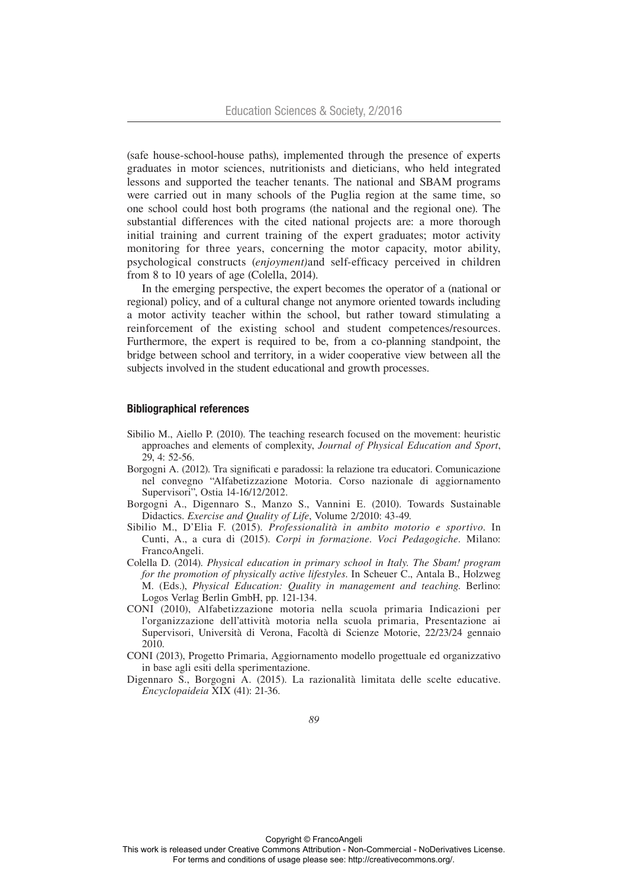(safe house-school-house paths), implemented through the presence of experts graduates in motor sciences, nutritionists and dieticians, who held integrated lessons and supported the teacher tenants. The national and SBAM programs were carried out in many schools of the Puglia region at the same time, so one school could host both programs (the national and the regional one). The substantial differences with the cited national projects are: a more thorough initial training and current training of the expert graduates; motor activity monitoring for three years, concerning the motor capacity, motor ability, psychological constructs (*enjoyment)*and self-efficacy perceived in children from 8 to 10 years of age (Colella, 2014).

In the emerging perspective, the expert becomes the operator of a (national or regional) policy, and of a cultural change not anymore oriented towards including a motor activity teacher within the school, but rather toward stimulating a reinforcement of the existing school and student competences/resources. Furthermore, the expert is required to be, from a co-planning standpoint, the bridge between school and territory, in a wider cooperative view between all the subjects involved in the student educational and growth processes.

### Bibliographical references

Sibilio M., Aiello P. (2010). The teaching research focused on the movement: heuristic approaches and elements of complexity, *Journal of Physical Education and Sport*, 29, 4: 52-56.

Borgogni A. (2012). Tra significati e paradossi: la relazione tra educatori. Comunicazione nel convegno "Alfabetizzazione Motoria. Corso nazionale di aggiornamento Supervisori", Ostia 14-16/12/2012.

Borgogni A., Digennaro S., Manzo S., Vannini E. (2010). Towards Sustainable Didactics. *Exercise and Quality of Life*, Volume 2/2010: 43-49.

Sibilio M., D'Elia F. (2015). *Professionalità in ambito motorio e sportivo*. In Cunti, A., a cura di (2015). *Corpi in formazione*. *Voci Pedagogiche*. Milano: FrancoAngeli.

Colella D. (2014). *Physical education in primary school in Italy. The Sbam! program for the promotion of physically active lifestyles.* In Scheuer C., Antala B., Holzweg M. (Eds.), *Physical Education: Quality in management and teaching.* Berlino: Logos Verlag Berlin GmbH, pp. 121-134.

CONI (2010), Alfabetizzazione motoria nella scuola primaria Indicazioni per l'organizzazione dell'attività motoria nella scuola primaria, Presentazione ai Supervisori, Università di Verona, Facoltà di Scienze Motorie, 22/23/24 gennaio 2010.

CONI (2013), Progetto Primaria, Aggiornamento modello progettuale ed organizzativo in base agli esiti della sperimentazione.

Digennaro S., Borgogni A. (2015). La razionalità limitata delle scelte educative. *Encyclopaideia* XIX (41): 21-36.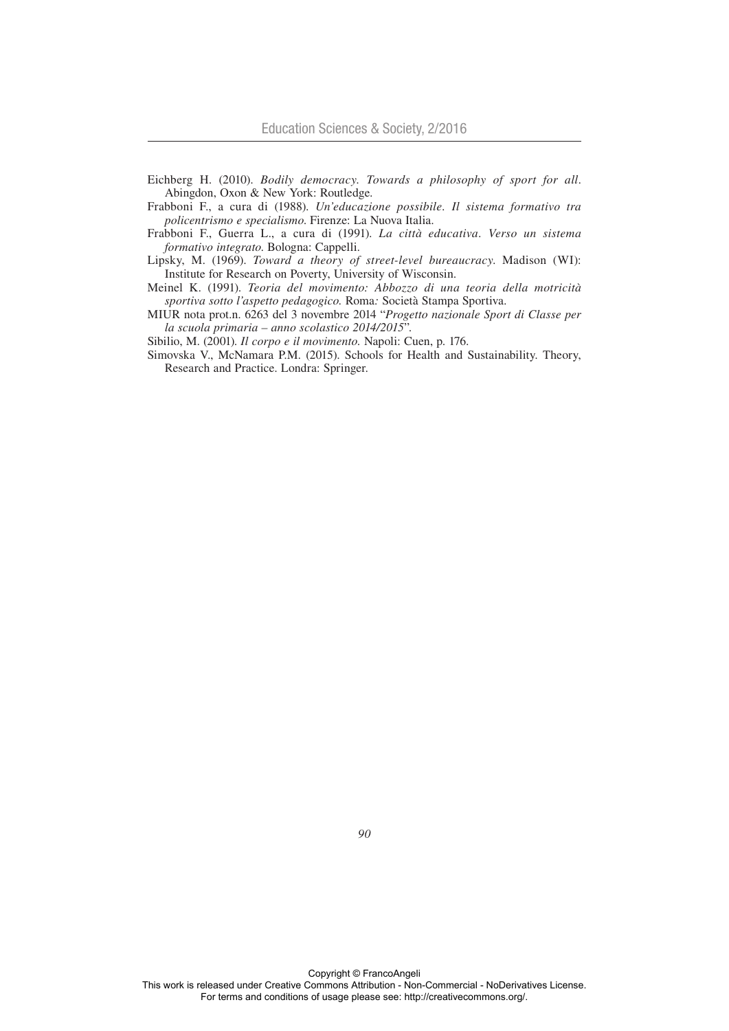Eichberg H. (2010). *Bodily democracy. Towards a philosophy of sport for all*. Abingdon, Oxon & New York: Routledge.

Frabboni F., a cura di (1988). *Un'educazione possibile. Il sistema formativo tra policentrismo e specialismo*. Firenze: La Nuova Italia.

Frabboni F., Guerra L., a cura di (1991). *La città educativa. Verso un sistema formativo integrato*. Bologna: Cappelli.

Lipsky, M. (1969). *Toward a theory of street-level bureaucracy*. Madison (WI): Institute for Research on Poverty, University of Wisconsin.

Meinel K. (1991). *Teoria del movimento: Abbozzo di una teoria della motricità sportiva sotto l'aspetto pedagogico.* Roma*:* Società Stampa Sportiva.

MIUR nota prot.n. 6263 del 3 novembre 2014 "*Progetto nazionale Sport di Classe per la scuola primaria – anno scolastico 2014/2015*".

Sibilio, M. (2001). *Il corpo e il movimento.* Napoli: Cuen, p. 176.

Simovska V., McNamara P.M. (2015). Schools for Health and Sustainability. Theory, Research and Practice. Londra: Springer.

Copyright © FrancoAngeli
This work is released under Creative Commons Attribution - Non-Commercial - NoDerivatives License.
For terms and conditions of usage please see: http://creativecommons.org/.